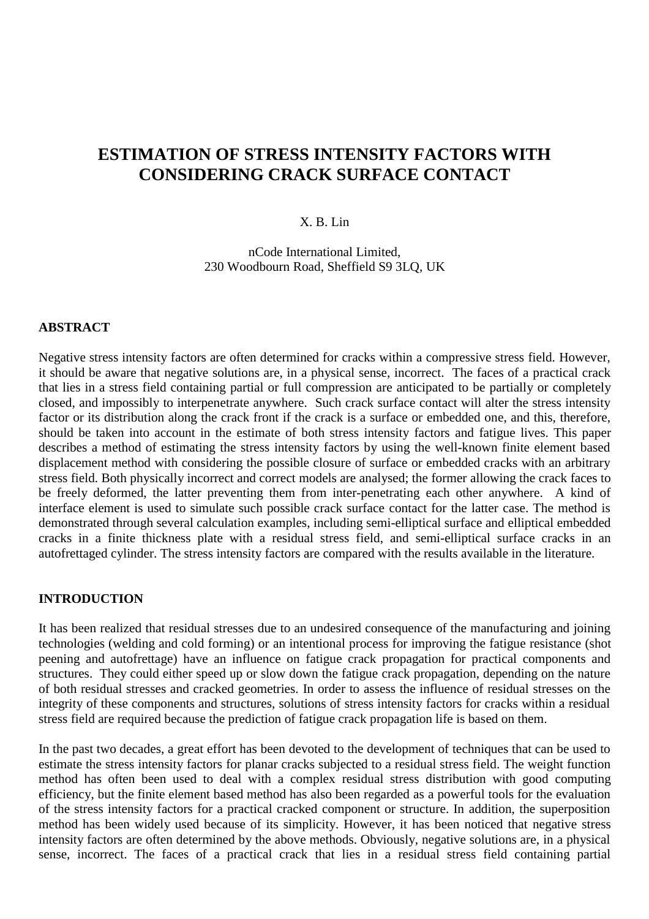# ESTIMATION OF STRESS INTENSITY FACTORS WITH CONSIDERING CRACK SURFACE CONTACT

X. B. Lin

nCode International Limited,
230 Woodbourn Road, Sheffield S9 3LQ, UK

## ABSTRACT

Negative stress intensity factors are often determined for cracks within a compressive stress field. However, it should be aware that negative solutions are, in a physical sense, incorrect. The faces of a practical crack that lies in a stress field containing partial or full compression are anticipated to be partially or completely closed, and impossibly to interpenetrate anywhere. Such crack surface contact will alter the stress intensity factor or its distribution along the crack front if the crack is a surface or embedded one, and this, therefore, should be taken into account in the estimate of both stress intensity factors and fatigue lives. This paper describes a method of estimating the stress intensity factors by using the well-known finite element based displacement method with considering the possible closure of surface or embedded cracks with an arbitrary stress field. Both physically incorrect and correct models are analysed; the former allowing the crack faces to be freely deformed, the latter preventing them from inter-penetrating each other anywhere. A kind of interface element is used to simulate such possible crack surface contact for the latter case. The method is demonstrated through several calculation examples, including semi-elliptical surface and elliptical embedded cracks in a finite thickness plate with a residual stress field, and semi-elliptical surface cracks in an autofrettaged cylinder. The stress intensity factors are compared with the results available in the literature.

## INTRODUCTION

It has been realized that residual stresses due to an undesired consequence of the manufacturing and joining technologies (welding and cold forming) or an intentional process for improving the fatigue resistance (shot peening and autofrettage) have an influence on fatigue crack propagation for practical components and structures. They could either speed up or slow down the fatigue crack propagation, depending on the nature of both residual stresses and cracked geometries. In order to assess the influence of residual stresses on the integrity of these components and structures, solutions of stress intensity factors for cracks within a residual stress field are required because the prediction of fatigue crack propagation life is based on them.

In the past two decades, a great effort has been devoted to the development of techniques that can be used to estimate the stress intensity factors for planar cracks subjected to a residual stress field. The weight function method has often been used to deal with a complex residual stress distribution with good computing efficiency, but the finite element based method has also been regarded as a powerful tools for the evaluation of the stress intensity factors for a practical cracked component or structure. In addition, the superposition method has been widely used because of its simplicity. However, it has been noticed that negative stress intensity factors are often determined by the above methods. Obviously, negative solutions are, in a physical sense, incorrect. The faces of a practical crack that lies in a residual stress field containing partial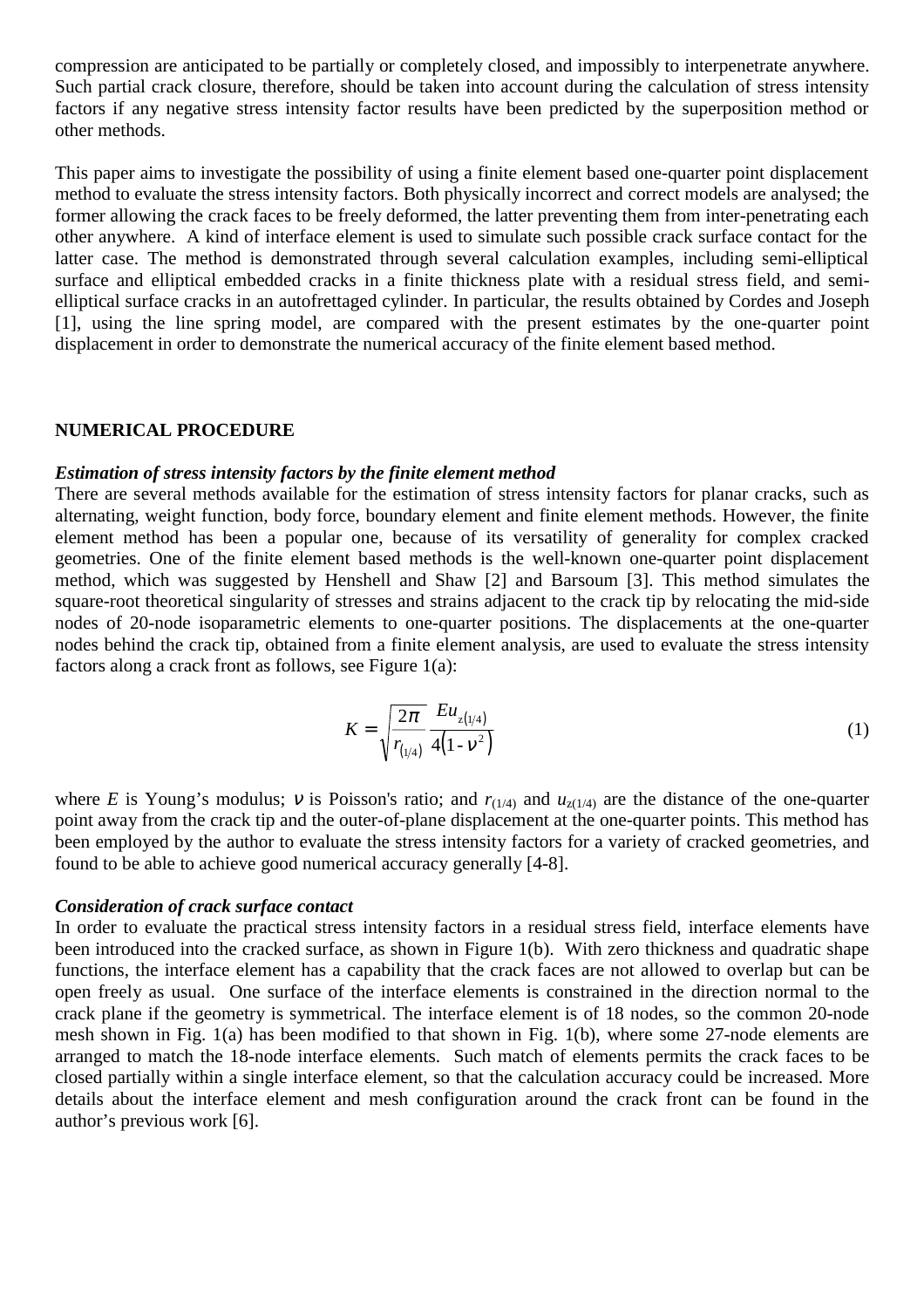compression are anticipated to be partially or completely closed, and impossibly to interpenetrate anywhere. Such partial crack closure, therefore, should be taken into account during the calculation of stress intensity factors if any negative stress intensity factor results have been predicted by the superposition method or other methods.

This paper aims to investigate the possibility of using a finite element based one-quarter point displacement method to evaluate the stress intensity factors. Both physically incorrect and correct models are analysed; the former allowing the crack faces to be freely deformed, the latter preventing them from inter-penetrating each other anywhere. A kind of interface element is used to simulate such possible crack surface contact for the latter case. The method is demonstrated through several calculation examples, including semi-elliptical surface and elliptical embedded cracks in a finite thickness plate with a residual stress field, and semi-elliptical surface cracks in an autofrettaged cylinder. In particular, the results obtained by Cordes and Joseph [1], using the line spring model, are compared with the present estimates by the one-quarter point displacement in order to demonstrate the numerical accuracy of the finite element based method.

## NUMERICAL PROCEDURE

### *Estimation of stress intensity factors by the finite element method*

There are several methods available for the estimation of stress intensity factors for planar cracks, such as alternating, weight function, body force, boundary element and finite element methods. However, the finite element method has been a popular one, because of its versatility of generality for complex cracked geometries. One of the finite element based methods is the well-known one-quarter point displacement method, which was suggested by Henshell and Shaw [2] and Barsoum [3]. This method simulates the square-root theoretical singularity of stresses and strains adjacent to the crack tip by relocating the mid-side nodes of 20-node isoparametric elements to one-quarter positions. The displacements at the one-quarter nodes behind the crack tip, obtained from a finite element analysis, are used to evaluate the stress intensity factors along a crack front as follows, see Figure 1(a):

$$K = \sqrt{\frac{2\pi}{r_{(1/4)}}} \frac{E u_{z(1/4)}}{4\left(1-\nu^2\right)} \tag{1}$$

where $E$ is Young's modulus; $\nu$ is Poisson's ratio; and $r_{(1/4)}$ and $u_{z(1/4)}$ are the distance of the one-quarter point away from the crack tip and the outer-of-plane displacement at the one-quarter points. This method has been employed by the author to evaluate the stress intensity factors for a variety of cracked geometries, and found to be able to achieve good numerical accuracy generally [4-8].

### *Consideration of crack surface contact*

In order to evaluate the practical stress intensity factors in a residual stress field, interface elements have been introduced into the cracked surface, as shown in Figure 1(b). With zero thickness and quadratic shape functions, the interface element has a capability that the crack faces are not allowed to overlap but can be open freely as usual. One surface of the interface elements is constrained in the direction normal to the crack plane if the geometry is symmetrical. The interface element is of 18 nodes, so the common 20-node mesh shown in Fig. 1(a) has been modified to that shown in Fig. 1(b), where some 27-node elements are arranged to match the 18-node interface elements. Such match of elements permits the crack faces to be closed partially within a single interface element, so that the calculation accuracy could be increased. More details about the interface element and mesh configuration around the crack front can be found in the author's previous work [6].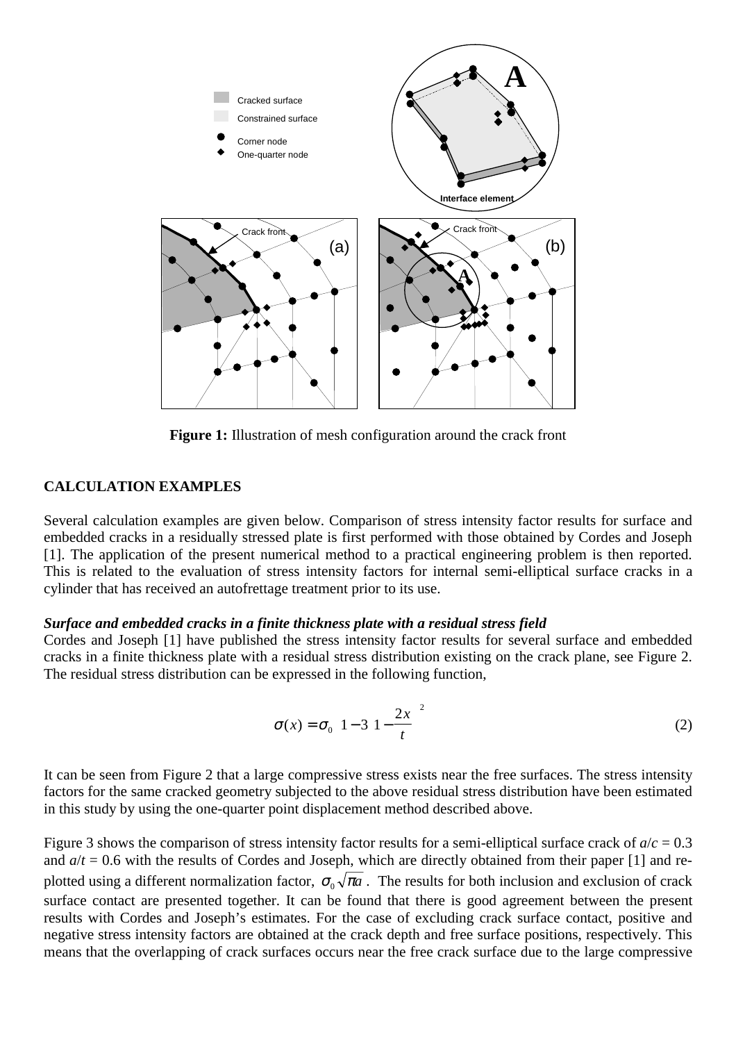Cracked surface

Constrained surface

Corner node

One-quarter node

A

Interface element

Crack front

(a)

Crack front

(b)

A

**Figure 1:** Illustration of mesh configuration around the crack front

## CALCULATION EXAMPLES

Several calculation examples are given below. Comparison of stress intensity factor results for surface and embedded cracks in a residually stressed plate is first performed with those obtained by Cordes and Joseph [1]. The application of the present numerical method to a practical engineering problem is then reported. This is related to the evaluation of stress intensity factors for internal semi-elliptical surface cracks in a cylinder that has received an autofrettage treatment prior to its use.

### *Surface and embedded cracks in a finite thickness plate with a residual stress field*

Cordes and Joseph [1] have published the stress intensity factor results for several surface and embedded cracks in a finite thickness plate with a residual stress distribution existing on the crack plane, see Figure 2. The residual stress distribution can be expressed in the following function,

$$\sigma(x) = \sigma_0 \left[ 1 - 3\left(1 - \frac{2x}{t}\right)^2 \right] \tag{2}$$

It can be seen from Figure 2 that a large compressive stress exists near the free surfaces. The stress intensity factors for the same cracked geometry subjected to the above residual stress distribution have been estimated in this study by using the one-quarter point displacement method described above.

Figure 3 shows the comparison of stress intensity factor results for a semi-elliptical surface crack of $a/c = 0.3$ and $a/t = 0.6$ with the results of Cordes and Joseph, which are directly obtained from their paper [1] and re-plotted using a different normalization factor, $\sigma_0\sqrt{\pi a}$. The results for both inclusion and exclusion of crack surface contact are presented together. It can be found that there is good agreement between the present results with Cordes and Joseph's estimates. For the case of excluding crack surface contact, positive and negative stress intensity factors are obtained at the crack depth and free surface positions, respectively. This means that the overlapping of crack surfaces occurs near the free crack surface due to the large compressive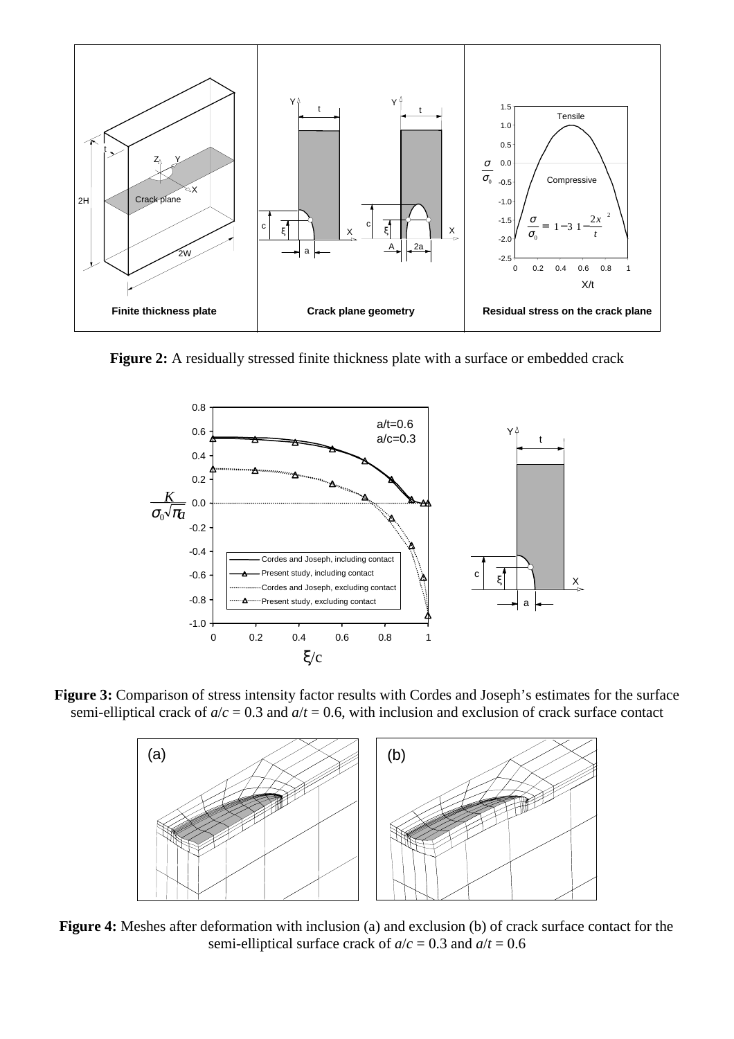Finite thickness plate

Crack plane geometry

Residual stress on the crack plane

Tensile

Compressive

$$\frac{\sigma}{\sigma_0} = 1 - 3\left(1 - \frac{2x}{t}\right)^2$$

X/t

**Figure 2:** A residually stressed finite thickness plate with a surface or embedded crack

a/t=0.6
a/c=0.3

$\frac{K}{\sigma_0\sqrt{\pi a}}$

$\xi/c$

Cordes and Joseph, including contact
Present study, including contact
Cordes and Joseph, excluding contact
Present study, excluding contact

**Figure 3:** Comparison of stress intensity factor results with Cordes and Joseph's estimates for the surface semi-elliptical crack of $a/c = 0.3$ and $a/t = 0.6$, with inclusion and exclusion of crack surface contact

(a)

(b)

**Figure 4:** Meshes after deformation with inclusion (a) and exclusion (b) of crack surface contact for the semi-elliptical surface crack of $a/c = 0.3$ and $a/t = 0.6$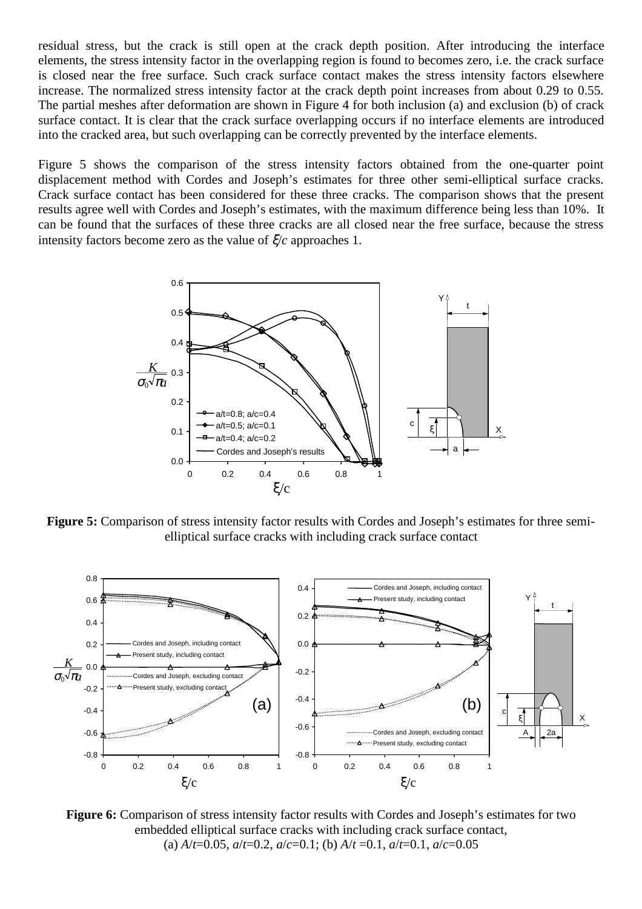residual stress, but the crack is still open at the crack depth position. After introducing the interface elements, the stress intensity factor in the overlapping region is found to becomes zero, i.e. the crack surface is closed near the free surface. Such crack surface contact makes the stress intensity factors elsewhere increase. The normalized stress intensity factor at the crack depth point increases from about 0.29 to 0.55. The partial meshes after deformation are shown in Figure 4 for both inclusion (a) and exclusion (b) of crack surface contact. It is clear that the crack surface overlapping occurs if no interface elements are introduced into the cracked area, but such overlapping can be correctly prevented by the interface elements.

Figure 5 shows the comparison of the stress intensity factors obtained from the one-quarter point displacement method with Cordes and Joseph's estimates for three other semi-elliptical surface cracks. Crack surface contact has been considered for these three cracks. The comparison shows that the present results agree well with Cordes and Joseph's estimates, with the maximum difference being less than 10%. It can be found that the surfaces of these three cracks are all closed near the free surface, because the stress intensity factors become zero as the value of $\xi/c$ approaches 1.

$\frac{K}{\sigma_0\sqrt{\pi a}}$

0.6
0.5
0.4
0.3
0.2
0.1
0.0

0 0.2 0.4 0.6 0.8 1

$\xi/c$

a/t=0.8; a/c=0.4
a/t=0.5; a/c=0.1
a/t=0.4; a/c=0.2
Cordes and Joseph's results

Y
t
c
ξ
X
a

**Figure 5:** Comparison of stress intensity factor results with Cordes and Joseph's estimates for three semi-elliptical surface cracks with including crack surface contact

$\frac{K}{\sigma_0\sqrt{\pi a}}$

0.8
0.6
0.4
0.2
0.0
-0.2
-0.4
-0.6
-0.8

0 0.2 0.4 0.6 0.8 1

$\xi/c$

Cordes and Joseph, including contact
Present study, including contact
Cordes and Joseph, excluding contact
Present study, excluding contact

(a)

0.4
0.2
0.0
-0.2
-0.4
-0.6
-0.8

0 0.2 0.4 0.6 0.8 1

$\xi/c$

Cordes and Joseph, including contact
Present study, including contact
Cordes and Joseph, excluding contact
Present study, excluding contact

(b)

Y
t
c
ξ
X
A
2a

**Figure 6:** Comparison of stress intensity factor results with Cordes and Joseph's estimates for two embedded elliptical surface cracks with including crack surface contact,
(a) $A/t$=0.05, $a/t$=0.2, $a/c$=0.1; (b) $A/t$ =0.1, $a/t$=0.1, $a/c$=0.05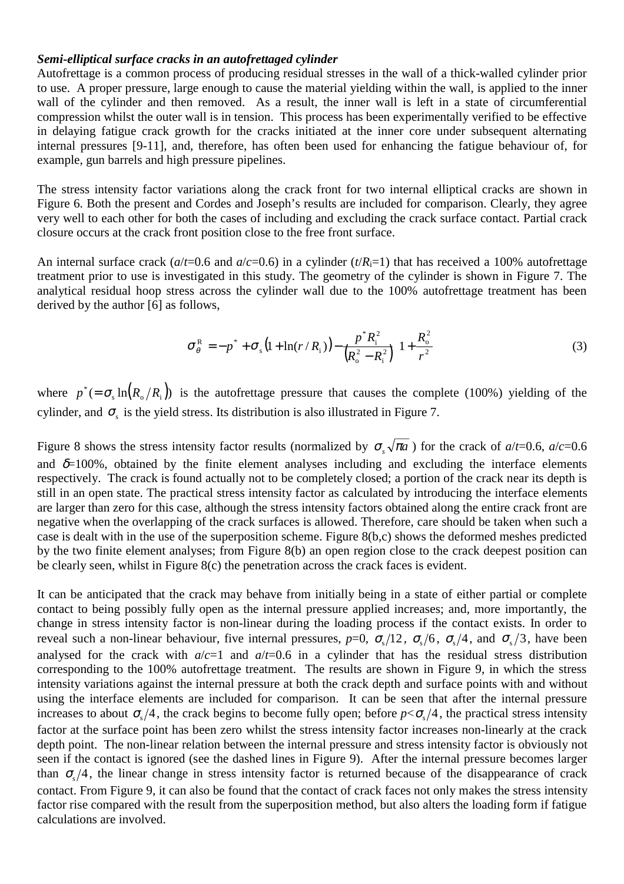***Semi-elliptical surface cracks in an autofrettaged cylinder***

Autofrettage is a common process of producing residual stresses in the wall of a thick-walled cylinder prior to use. A proper pressure, large enough to cause the material yielding within the wall, is applied to the inner wall of the cylinder and then removed. As a result, the inner wall is left in a state of circumferential compression whilst the outer wall is in tension. This process has been experimentally verified to be effective in delaying fatigue crack growth for the cracks initiated at the inner core under subsequent alternating internal pressures [9-11], and, therefore, has often been used for enhancing the fatigue behaviour of, for example, gun barrels and high pressure pipelines.

The stress intensity factor variations along the crack front for two internal elliptical cracks are shown in Figure 6. Both the present and Cordes and Joseph's results are included for comparison. Clearly, they agree very well to each other for both the cases of including and excluding the crack surface contact. Partial crack closure occurs at the crack front position close to the free front surface.

An internal surface crack ($a/t$=0.6 and $a/c$=0.6) in a cylinder ($t/R_i$=1) that has received a 100% autofrettage treatment prior to use is investigated in this study. The geometry of the cylinder is shown in Figure 7. The analytical residual hoop stress across the cylinder wall due to the 100% autofrettage treatment has been derived by the author [6] as follows,

$$\sigma_\theta^{\mathrm{R}} = -p^* + \sigma_{\mathrm{s}}\left(1+\ln(r/R_{\mathrm{i}})\right) - \frac{p^* R_{\mathrm{i}}^2}{\left(R_{\mathrm{o}}^2 - R_{\mathrm{i}}^2\right)}\left(1+\frac{R_{\mathrm{o}}^2}{r^2}\right) \tag{3}$$

where $p^*(=\sigma_{\mathrm{s}}\ln\left(R_{\mathrm{o}}/R_{\mathrm{i}}\right))$ is the autofrettage pressure that causes the complete (100%) yielding of the cylinder, and $\sigma_{\mathrm{s}}$ is the yield stress. Its distribution is also illustrated in Figure 7.

Figure 8 shows the stress intensity factor results (normalized by $\sigma_s\sqrt{\pi a}$ ) for the crack of $a/t$=0.6, $a/c$=0.6 and $\delta$=100%, obtained by the finite element analyses including and excluding the interface elements respectively. The crack is found actually not to be completely closed; a portion of the crack near its depth is still in an open state. The practical stress intensity factor as calculated by introducing the interface elements are larger than zero for this case, although the stress intensity factors obtained along the entire crack front are negative when the overlapping of the crack surfaces is allowed. Therefore, care should be taken when such a case is dealt with in the use of the superposition scheme. Figure 8(b,c) shows the deformed meshes predicted by the two finite element analyses; from Figure 8(b) an open region close to the crack deepest position can be clearly seen, whilst in Figure 8(c) the penetration across the crack faces is evident.

It can be anticipated that the crack may behave from initially being in a state of either partial or complete contact to being possibly fully open as the internal pressure applied increases; and, more importantly, the change in stress intensity factor is non-linear during the loading process if the contact exists. In order to reveal such a non-linear behaviour, five internal pressures, $p$=0, $\sigma_{\mathrm{s}}/12$, $\sigma_{\mathrm{s}}/6$, $\sigma_{\mathrm{s}}/4$, and $\sigma_{\mathrm{s}}/3$, have been analysed for the crack with $a/c$=1 and $a/t$=0.6 in a cylinder that has the residual stress distribution corresponding to the 100% autofrettage treatment. The results are shown in Figure 9, in which the stress intensity variations against the internal pressure at both the crack depth and surface points with and without using the interface elements are included for comparison. It can be seen that after the internal pressure increases to about $\sigma_{\mathrm{s}}/4$, the crack begins to become fully open; before $p<\sigma_{\mathrm{s}}/4$, the practical stress intensity factor at the surface point has been zero whilst the stress intensity factor increases non-linearly at the crack depth point. The non-linear relation between the internal pressure and stress intensity factor is obviously not seen if the contact is ignored (see the dashed lines in Figure 9). After the internal pressure becomes larger than $\sigma_{\mathrm{s}}/4$, the linear change in stress intensity factor is returned because of the disappearance of crack contact. From Figure 9, it can also be found that the contact of crack faces not only makes the stress intensity factor rise compared with the result from the superposition method, but also alters the loading form if fatigue calculations are involved.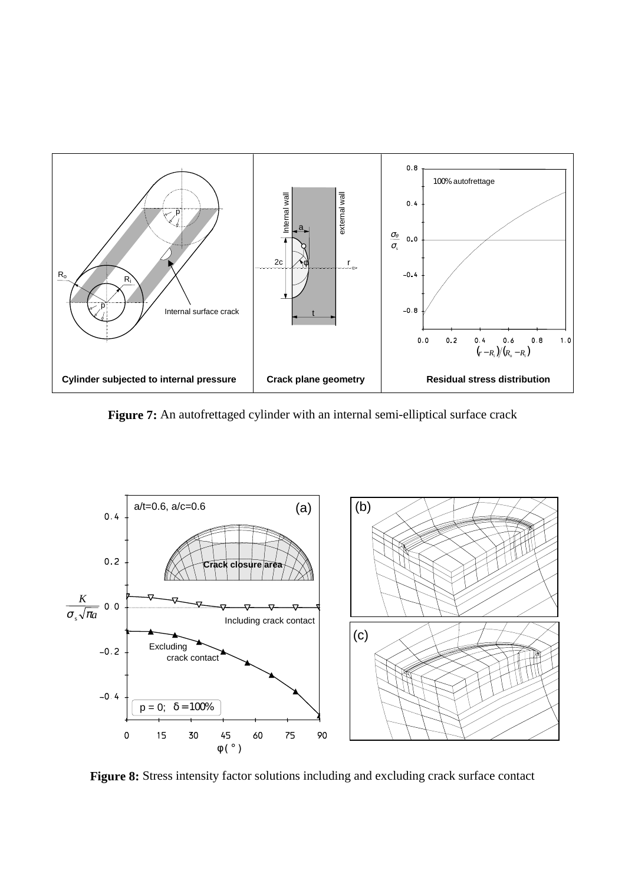**Figure 7:** An autofrettaged cylinder with an internal semi-elliptical surface crack

**Figure 8:** Stress intensity factor solutions including and excluding crack surface contact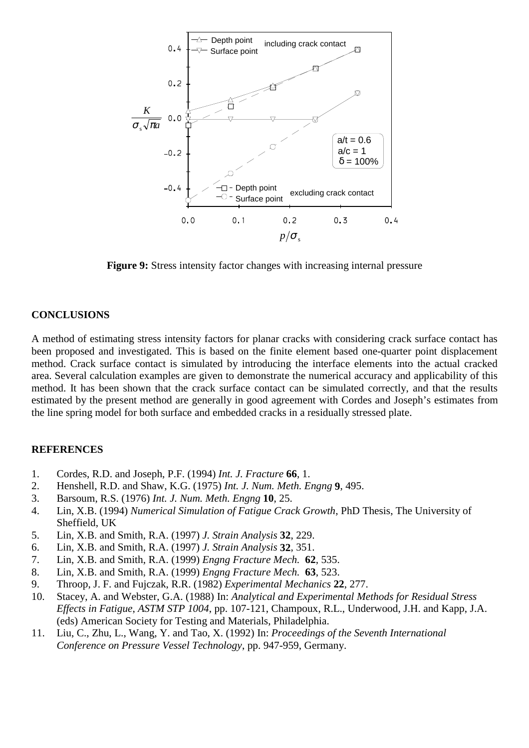Depth point
Surface point
including crack contact

0.4
0.2
0.0
−0.2
−0.4

$\frac{K}{\sigma_s\sqrt{\pi a}}$

a/t = 0.6
a/c = 1
δ = 100%

Depth point
Surface point
excluding crack contact

0.0 0.1 0.2 0.3 0.4

$p/\sigma_s$

**Figure 9:** Stress intensity factor changes with increasing internal pressure

## CONCLUSIONS

A method of estimating stress intensity factors for planar cracks with considering crack surface contact has been proposed and investigated. This is based on the finite element based one-quarter point displacement method. Crack surface contact is simulated by introducing the interface elements into the actual cracked area. Several calculation examples are given to demonstrate the numerical accuracy and applicability of this method. It has been shown that the crack surface contact can be simulated correctly, and that the results estimated by the present method are generally in good agreement with Cordes and Joseph's estimates from the line spring model for both surface and embedded cracks in a residually stressed plate.

## REFERENCES

1. Cordes, R.D. and Joseph, P.F. (1994) *Int. J. Fracture* **66**, 1.
2. Henshell, R.D. and Shaw, K.G. (1975) *Int. J. Num. Meth. Engng* **9**, 495.
3. Barsoum, R.S. (1976) *Int. J. Num. Meth. Engng* **10**, 25.
4. Lin, X.B. (1994) *Numerical Simulation of Fatigue Crack Growth*, PhD Thesis, The University of Sheffield, UK
5. Lin, X.B. and Smith, R.A. (1997) *J. Strain Analysis* **32**, 229.
6. Lin, X.B. and Smith, R.A. (1997) *J. Strain Analysis* **32**, 351.
7. Lin, X.B. and Smith, R.A. (1999) *Engng Fracture Mech.* **62**, 535.
8. Lin, X.B. and Smith, R.A. (1999) *Engng Fracture Mech.* **63**, 523.
9. Throop, J. F. and Fujczak, R.R. (1982) *Experimental Mechanics* **22**, 277.
10. Stacey, A. and Webster, G.A. (1988) In: *Analytical and Experimental Methods for Residual Stress Effects in Fatigue*, *ASTM STP 1004*, pp. 107-121, Champoux, R.L., Underwood, J.H. and Kapp, J.A. (eds) American Society for Testing and Materials, Philadelphia.
11. Liu, C., Zhu, L., Wang, Y. and Tao, X. (1992) In: *Proceedings of the Seventh International Conference on Pressure Vessel Technology*, pp. 947-959, Germany.